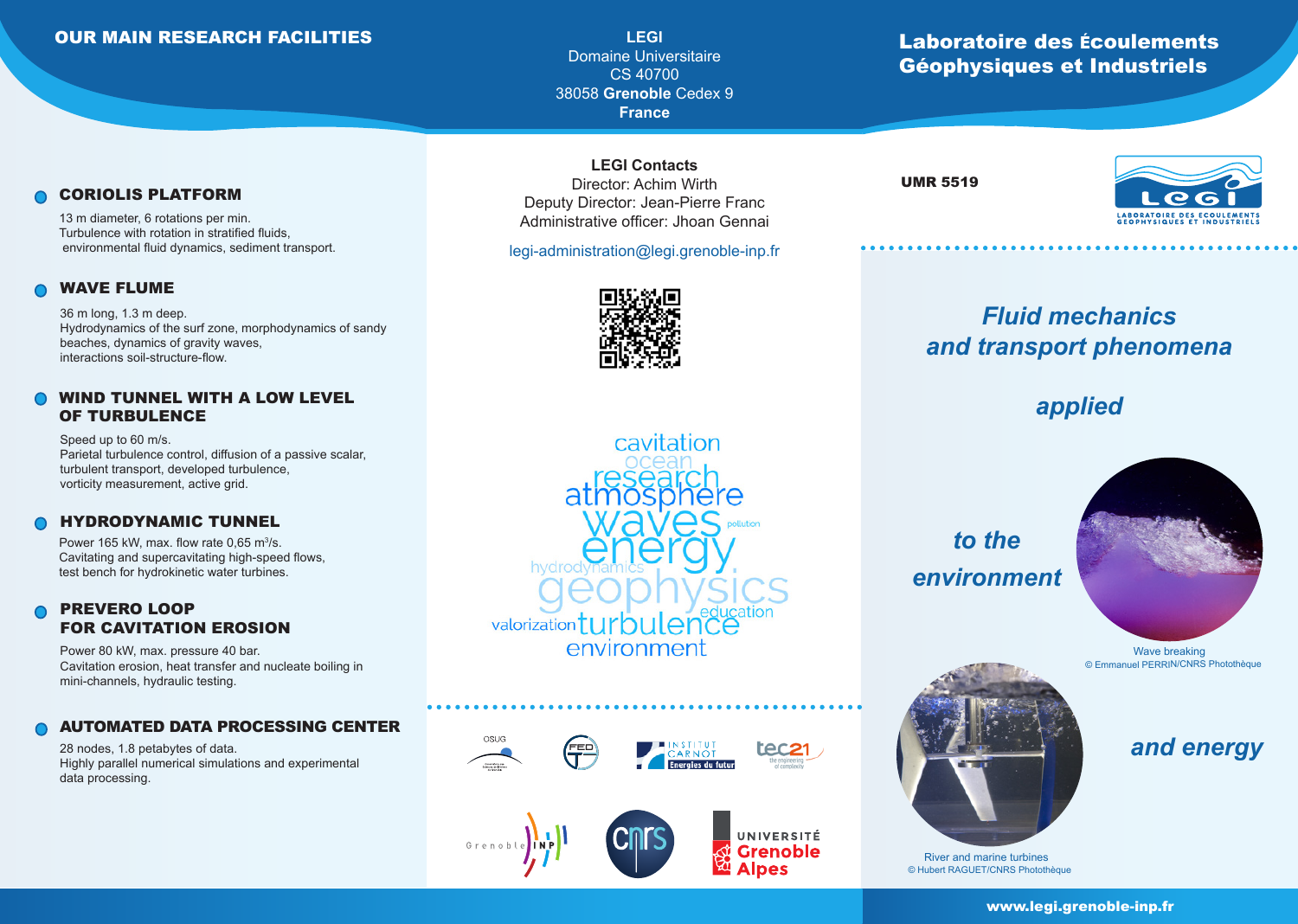## OUR MAIN RESEARCH FACILITIES

### CORIOLIS PLATFORM

13 m diameter, 6 rotations per min.
Turbulence with rotation in stratified fluids, environmental fluid dynamics, sediment transport.

### WAVE FLUME

36 m long, 1.3 m deep.
Hydrodynamics of the surf zone, morphodynamics of sandy beaches, dynamics of gravity waves, interactions soil-structure-flow.

### WIND TUNNEL WITH A LOW LEVEL OF TURBULENCE

Speed up to 60 m/s.
Parietal turbulence control, diffusion of a passive scalar, turbulent transport, developed turbulence, vorticity measurement, active grid.

### HYDRODYNAMIC TUNNEL

Power 165 kW, max. flow rate 0,65 $m^3$/s.
Cavitating and supercavitating high-speed flows, test bench for hydrokinetic water turbines.

### PREVERO LOOP FOR CAVITATION EROSION

Power 80 kW, max. pressure 40 bar.
Cavitation erosion, heat transfer and nucleate boiling in mini-channels, hydraulic testing.

### AUTOMATED DATA PROCESSING CENTER

28 nodes, 1.8 petabytes of data.
Highly parallel numerical simulations and experimental data processing.

---

**LEGI**
Domaine Universitaire
CS 40700
38058 **Grenoble** Cedex 9
**France**

**LEGI Contacts**
Director: Achim Wirth
Deputy Director: Jean-Pierre Franc
Administrative officer: Jhoan Gennai

legi-administration@legi.grenoble-inp.fr

cavitation ocean research atmosphere waves pollution energy hydrodynamics geophysics education valorization turbulence environment

OSUG · FED · Institut Carnot Energies du futur · tec21 · Grenoble INP · CNRS · Université Grenoble Alpes

---

# Laboratoire des Écoulements Géophysiques et Industriels

**UMR 5519**

LEGI — Laboratoire des Écoulements Géophysiques et Industriels

## *Fluid mechanics and transport phenomena*

## *applied*

## *to the environment*

Wave breaking
© Emmanuel PERRIN/CNRS Photothèque

## *and energy*

River and marine turbines
© Hubert RAGUET/CNRS Photothèque

**www.legi.grenoble-inp.fr**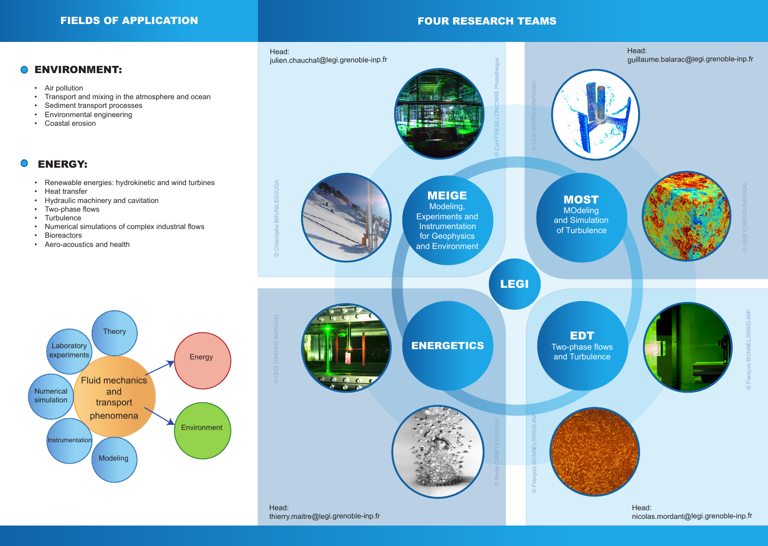# FIELDS OF APPLICATION

## ENVIRONMENT:

- Air pollution
- Transport and mixing in the atmosphere and ocean
- Sediment transport processes
- Environmental engineering
- Coastal erosion

## ENERGY:

- Renewable energies: hydrokinetic and wind turbines
- Heat transfer
- Hydraulic machinery and cavitation
- Two-phase flows
- Turbulence
- Numerical simulations of complex industrial flows
- Bioreactors
- Aero-acoustics and health

Theory
Laboratory experiments
Numerical simulation
Instrumentation
Modeling
Fluid mechanics and transport phenomena
Energy
Environment

# FOUR RESEARCH TEAMS

LEGI

**MEIGE** Modeling, Experiments and Instrumentation for Geophysics and Environment

Head: julien.chauchat@legi.grenoble-inp.fr

**MOST** MOdeling and Simulation of Turbulence

Head: guillaume.balarac@legi.grenoble-inp.fr

**ENERGETICS**

Head: thierry.maitre@legi.grenoble-inp.fr

**EDT** Two-phase flows and Turbulence

Head: nicolas.mordant@legi.grenoble-inp.fr

© Cyril FRESILLON/CNRS Photothèque
© Christophe BRUN/LEGI/UGA
© LEGI (CNRS/G-INP/UGA)
© LEGI (CNRS/G-INP/UGA)
© LEGI (CNRS/G-INP/UGA)
© Nadia CANEY/LEGI/UGA
© François BONNEL/IRIS/G-INP
© François BONNEL/IRIS/G-INP